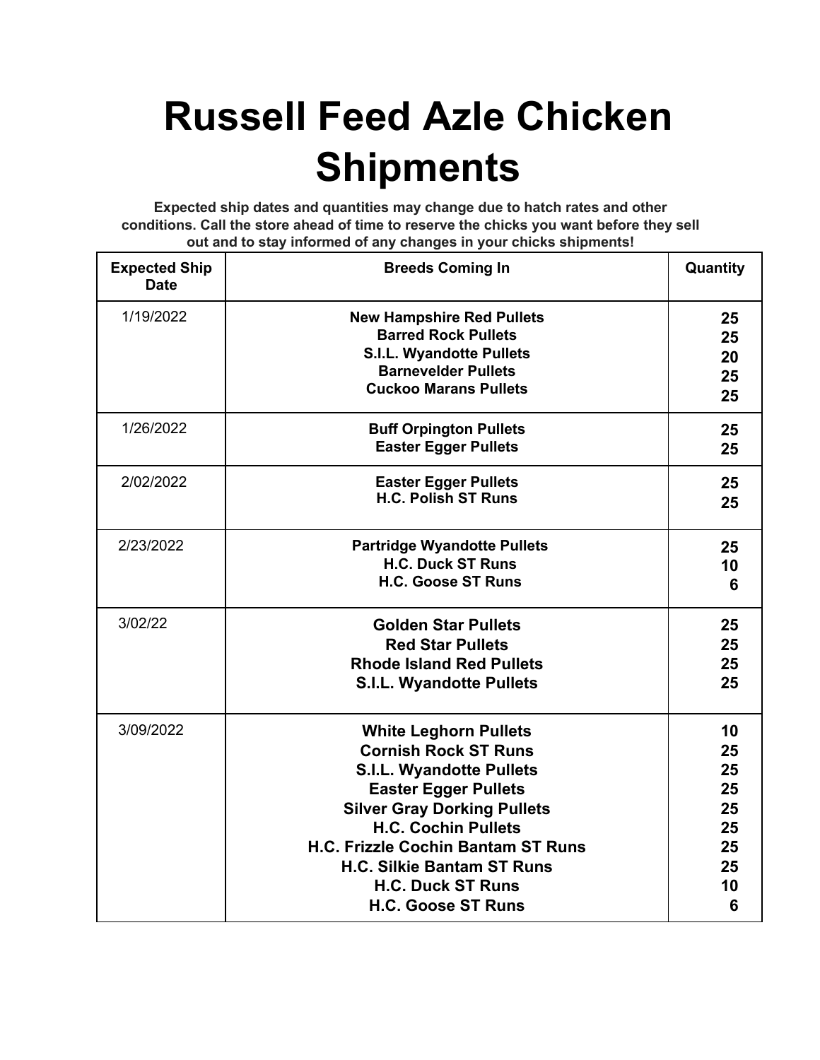# Russell Feed Azle Chicken Shipments

**Expected ship dates and quantities may change due to hatch rates and other conditions. Call the store ahead of time to reserve the chicks you want before they sell out and to stay informed of any changes in your chicks shipments!**

| Expected Ship Date | Breeds Coming In | Quantity |
|---|---|---|
| 1/19/2022 | **New Hampshire Red Pullets**<br>**Barred Rock Pullets**<br>**S.I.L. Wyandotte Pullets**<br>**Barnevelder Pullets**<br>**Cuckoo Marans Pullets** | **25**<br>**25**<br>**20**<br>**25**<br>**25** |
| 1/26/2022 | **Buff Orpington Pullets**<br>**Easter Egger Pullets** | **25**<br>**25** |
| 2/02/2022 | **Easter Egger Pullets**<br>**H.C. Polish ST Runs** | **25**<br>**25** |
| 2/23/2022 | **Partridge Wyandotte Pullets**<br>**H.C. Duck ST Runs**<br>**H.C. Goose ST Runs** | **25**<br>**10**<br>**6** |
| 3/02/22 | **Golden Star Pullets**<br>**Red Star Pullets**<br>**Rhode Island Red Pullets**<br>**S.I.L. Wyandotte Pullets** | **25**<br>**25**<br>**25**<br>**25** |
| 3/09/2022 | **White Leghorn Pullets**<br>**Cornish Rock ST Runs**<br>**S.I.L. Wyandotte Pullets**<br>**Easter Egger Pullets**<br>**Silver Gray Dorking Pullets**<br>**H.C. Cochin Pullets**<br>**H.C. Frizzle Cochin Bantam ST Runs**<br>**H.C. Silkie Bantam ST Runs**<br>**H.C. Duck ST Runs**<br>**H.C. Goose ST Runs** | **10**<br>**25**<br>**25**<br>**25**<br>**25**<br>**25**<br>**25**<br>**25**<br>**10**<br>**6** |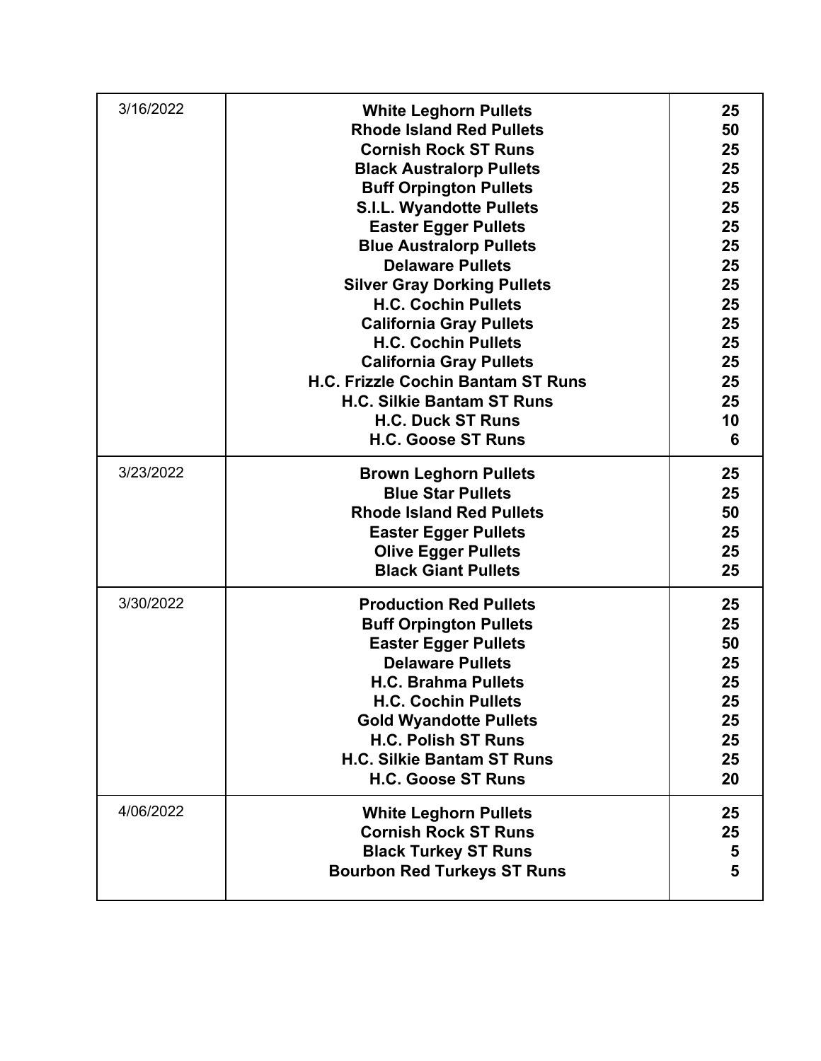| | | |
|---|---|---|
| 3/16/2022 | **White Leghorn Pullets** | **25** |
| | **Rhode Island Red Pullets** | **50** |
| | **Cornish Rock ST Runs** | **25** |
| | **Black Australorp Pullets** | **25** |
| | **Buff Orpington Pullets** | **25** |
| | **S.I.L. Wyandotte Pullets** | **25** |
| | **Easter Egger Pullets** | **25** |
| | **Blue Australorp Pullets** | **25** |
| | **Delaware Pullets** | **25** |
| | **Silver Gray Dorking Pullets** | **25** |
| | **H.C. Cochin Pullets** | **25** |
| | **California Gray Pullets** | **25** |
| | **H.C. Cochin Pullets** | **25** |
| | **California Gray Pullets** | **25** |
| | **H.C. Frizzle Cochin Bantam ST Runs** | **25** |
| | **H.C. Silkie Bantam ST Runs** | **25** |
| | **H.C. Duck ST Runs** | **10** |
| | **H.C. Goose ST Runs** | **6** |
| 3/23/2022 | **Brown Leghorn Pullets** | **25** |
| | **Blue Star Pullets** | **25** |
| | **Rhode Island Red Pullets** | **50** |
| | **Easter Egger Pullets** | **25** |
| | **Olive Egger Pullets** | **25** |
| | **Black Giant Pullets** | **25** |
| 3/30/2022 | **Production Red Pullets** | **25** |
| | **Buff Orpington Pullets** | **25** |
| | **Easter Egger Pullets** | **50** |
| | **Delaware Pullets** | **25** |
| | **H.C. Brahma Pullets** | **25** |
| | **H.C. Cochin Pullets** | **25** |
| | **Gold Wyandotte Pullets** | **25** |
| | **H.C. Polish ST Runs** | **25** |
| | **H.C. Silkie Bantam ST Runs** | **25** |
| | **H.C. Goose ST Runs** | **20** |
| 4/06/2022 | **White Leghorn Pullets** | **25** |
| | **Cornish Rock ST Runs** | **25** |
| | **Black Turkey ST Runs** | **5** |
| | **Bourbon Red Turkeys ST Runs** | **5** |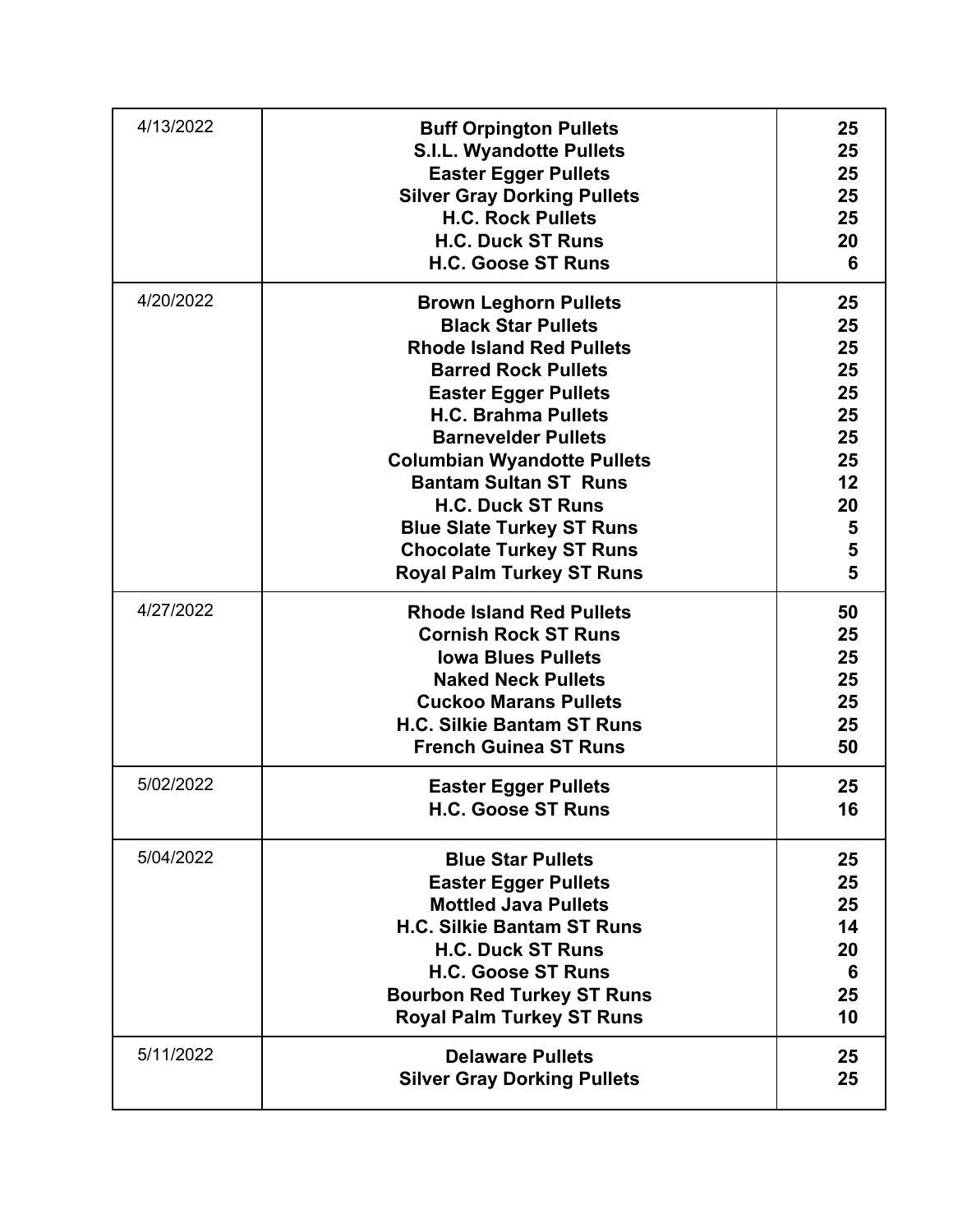| | | |
|---|---|---|
| 4/13/2022 | **Buff Orpington Pullets** | **25** |
| | **S.I.L. Wyandotte Pullets** | **25** |
| | **Easter Egger Pullets** | **25** |
| | **Silver Gray Dorking Pullets** | **25** |
| | **H.C. Rock Pullets** | **25** |
| | **H.C. Duck ST Runs** | **20** |
| | **H.C. Goose ST Runs** | **6** |
| 4/20/2022 | **Brown Leghorn Pullets** | **25** |
| | **Black Star Pullets** | **25** |
| | **Rhode Island Red Pullets** | **25** |
| | **Barred Rock Pullets** | **25** |
| | **Easter Egger Pullets** | **25** |
| | **H.C. Brahma Pullets** | **25** |
| | **Barnevelder Pullets** | **25** |
| | **Columbian Wyandotte Pullets** | **25** |
| | **Bantam Sultan ST Runs** | **12** |
| | **H.C. Duck ST Runs** | **20** |
| | **Blue Slate Turkey ST Runs** | **5** |
| | **Chocolate Turkey ST Runs** | **5** |
| | **Royal Palm Turkey ST Runs** | **5** |
| 4/27/2022 | **Rhode Island Red Pullets** | **50** |
| | **Cornish Rock ST Runs** | **25** |
| | **Iowa Blues Pullets** | **25** |
| | **Naked Neck Pullets** | **25** |
| | **Cuckoo Marans Pullets** | **25** |
| | **H.C. Silkie Bantam ST Runs** | **25** |
| | **French Guinea ST Runs** | **50** |
| 5/02/2022 | **Easter Egger Pullets** | **25** |
| | **H.C. Goose ST Runs** | **16** |
| 5/04/2022 | **Blue Star Pullets** | **25** |
| | **Easter Egger Pullets** | **25** |
| | **Mottled Java Pullets** | **25** |
| | **H.C. Silkie Bantam ST Runs** | **14** |
| | **H.C. Duck ST Runs** | **20** |
| | **H.C. Goose ST Runs** | **6** |
| | **Bourbon Red Turkey ST Runs** | **25** |
| | **Royal Palm Turkey ST Runs** | **10** |
| 5/11/2022 | **Delaware Pullets** | **25** |
| | **Silver Gray Dorking Pullets** | **25** |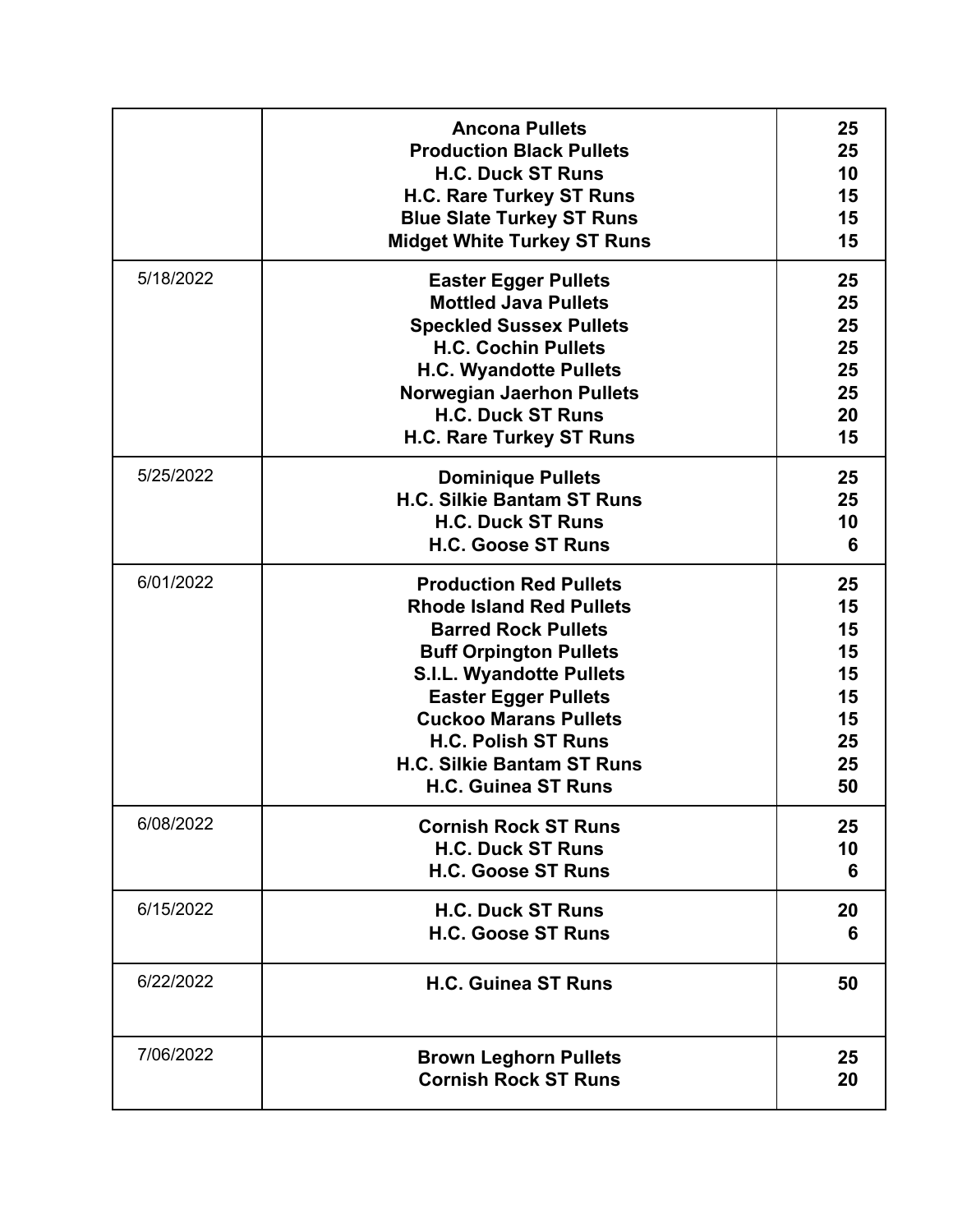| | | |
|---|---|---|
| | **Ancona Pullets**<br>**Production Black Pullets**<br>**H.C. Duck ST Runs**<br>**H.C. Rare Turkey ST Runs**<br>**Blue Slate Turkey ST Runs**<br>**Midget White Turkey ST Runs** | **25**<br>**25**<br>**10**<br>**15**<br>**15**<br>**15** |
| 5/18/2022 | **Easter Egger Pullets**<br>**Mottled Java Pullets**<br>**Speckled Sussex Pullets**<br>**H.C. Cochin Pullets**<br>**H.C. Wyandotte Pullets**<br>**Norwegian Jaerhon Pullets**<br>**H.C. Duck ST Runs**<br>**H.C. Rare Turkey ST Runs** | **25**<br>**25**<br>**25**<br>**25**<br>**25**<br>**25**<br>**20**<br>**15** |
| 5/25/2022 | **Dominique Pullets**<br>**H.C. Silkie Bantam ST Runs**<br>**H.C. Duck ST Runs**<br>**H.C. Goose ST Runs** | **25**<br>**25**<br>**10**<br>**6** |
| 6/01/2022 | **Production Red Pullets**<br>**Rhode Island Red Pullets**<br>**Barred Rock Pullets**<br>**Buff Orpington Pullets**<br>**S.I.L. Wyandotte Pullets**<br>**Easter Egger Pullets**<br>**Cuckoo Marans Pullets**<br>**H.C. Polish ST Runs**<br>**H.C. Silkie Bantam ST Runs**<br>**H.C. Guinea ST Runs** | **25**<br>**15**<br>**15**<br>**15**<br>**15**<br>**15**<br>**15**<br>**25**<br>**25**<br>**50** |
| 6/08/2022 | **Cornish Rock ST Runs**<br>**H.C. Duck ST Runs**<br>**H.C. Goose ST Runs** | **25**<br>**10**<br>**6** |
| 6/15/2022 | **H.C. Duck ST Runs**<br>**H.C. Goose ST Runs** | **20**<br>**6** |
| 6/22/2022 | **H.C. Guinea ST Runs** | **50** |
| 7/06/2022 | **Brown Leghorn Pullets**<br>**Cornish Rock ST Runs** | **25**<br>**20** |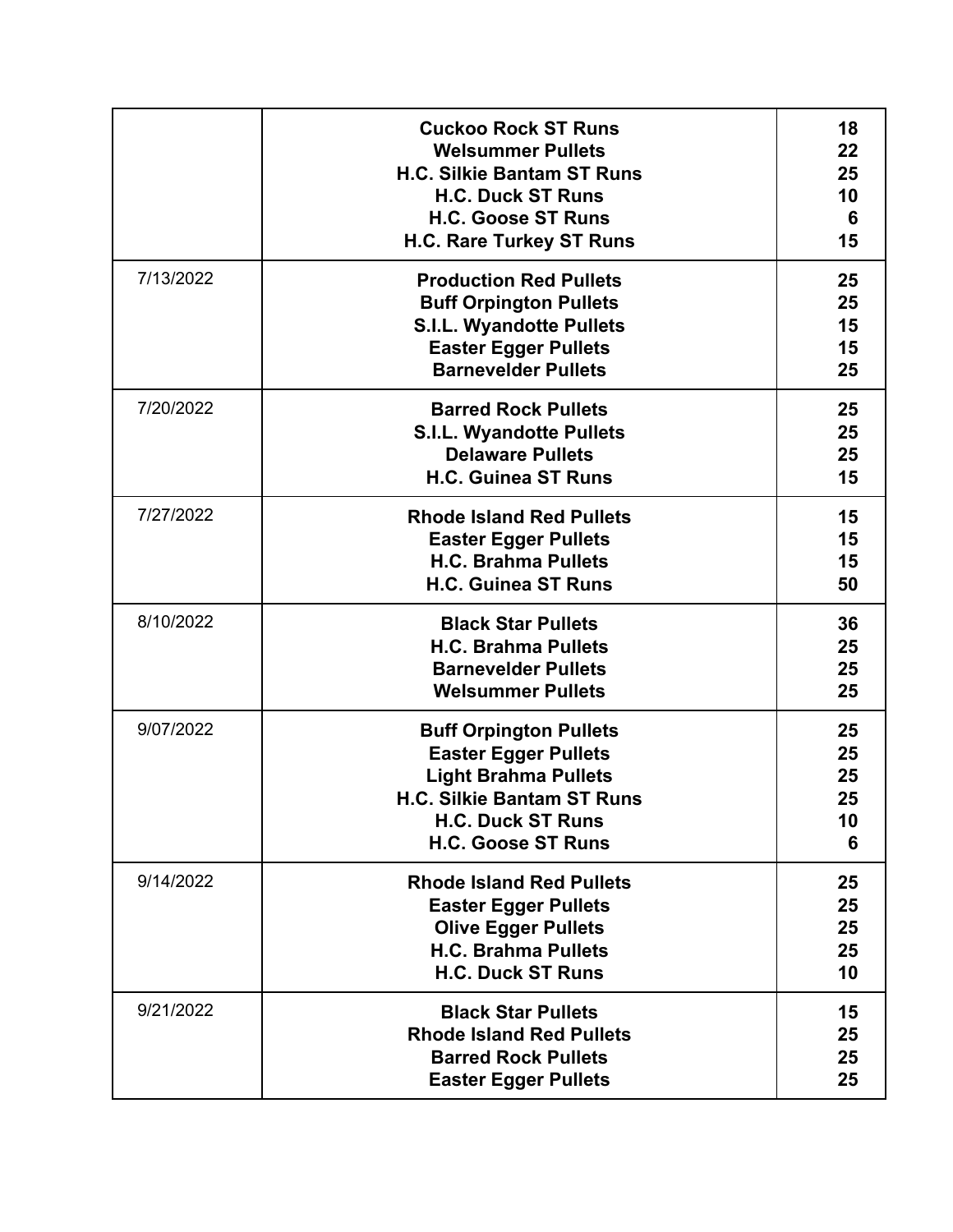| | | |
|---|---|---|
| | **Cuckoo Rock ST Runs**<br>**Welsummer Pullets**<br>**H.C. Silkie Bantam ST Runs**<br>**H.C. Duck ST Runs**<br>**H.C. Goose ST Runs**<br>**H.C. Rare Turkey ST Runs** | **18**<br>**22**<br>**25**<br>**10**<br>**6**<br>**15** |
| 7/13/2022 | **Production Red Pullets**<br>**Buff Orpington Pullets**<br>**S.I.L. Wyandotte Pullets**<br>**Easter Egger Pullets**<br>**Barnevelder Pullets** | **25**<br>**25**<br>**15**<br>**15**<br>**25** |
| 7/20/2022 | **Barred Rock Pullets**<br>**S.I.L. Wyandotte Pullets**<br>**Delaware Pullets**<br>**H.C. Guinea ST Runs** | **25**<br>**25**<br>**25**<br>**15** |
| 7/27/2022 | **Rhode Island Red Pullets**<br>**Easter Egger Pullets**<br>**H.C. Brahma Pullets**<br>**H.C. Guinea ST Runs** | **15**<br>**15**<br>**15**<br>**50** |
| 8/10/2022 | **Black Star Pullets**<br>**H.C. Brahma Pullets**<br>**Barnevelder Pullets**<br>**Welsummer Pullets** | **36**<br>**25**<br>**25**<br>**25** |
| 9/07/2022 | **Buff Orpington Pullets**<br>**Easter Egger Pullets**<br>**Light Brahma Pullets**<br>**H.C. Silkie Bantam ST Runs**<br>**H.C. Duck ST Runs**<br>**H.C. Goose ST Runs** | **25**<br>**25**<br>**25**<br>**25**<br>**10**<br>**6** |
| 9/14/2022 | **Rhode Island Red Pullets**<br>**Easter Egger Pullets**<br>**Olive Egger Pullets**<br>**H.C. Brahma Pullets**<br>**H.C. Duck ST Runs** | **25**<br>**25**<br>**25**<br>**25**<br>**10** |
| 9/21/2022 | **Black Star Pullets**<br>**Rhode Island Red Pullets**<br>**Barred Rock Pullets**<br>**Easter Egger Pullets** | **15**<br>**25**<br>**25**<br>**25** |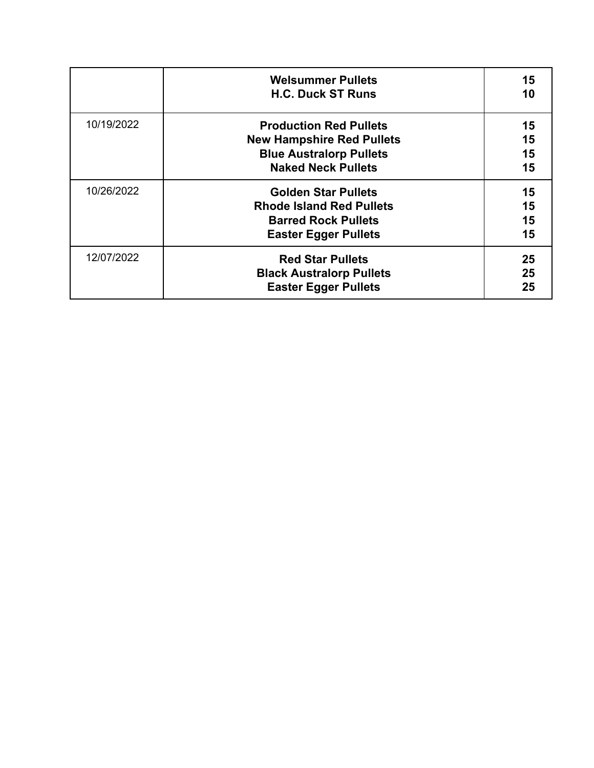| | | |
|---|---|---|
| | **Welsummer Pullets**<br>**H.C. Duck ST Runs** | **15**<br>**10** |
| 10/19/2022 | **Production Red Pullets**<br>**New Hampshire Red Pullets**<br>**Blue Australorp Pullets**<br>**Naked Neck Pullets** | **15**<br>**15**<br>**15**<br>**15** |
| 10/26/2022 | **Golden Star Pullets**<br>**Rhode Island Red Pullets**<br>**Barred Rock Pullets**<br>**Easter Egger Pullets** | **15**<br>**15**<br>**15**<br>**15** |
| 12/07/2022 | **Red Star Pullets**<br>**Black Australorp Pullets**<br>**Easter Egger Pullets** | **25**<br>**25**<br>**25** |